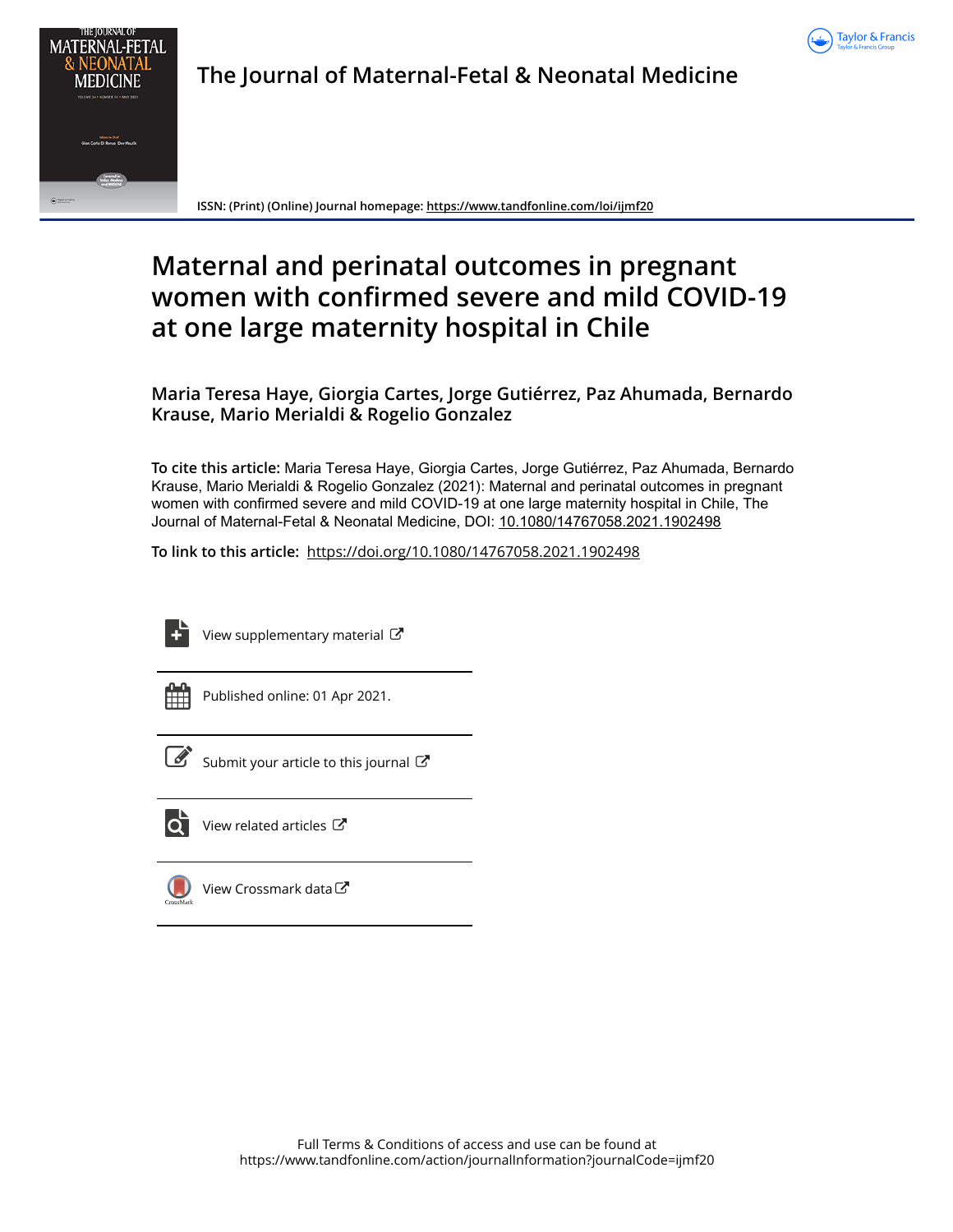# The Journal of Maternal-Fetal & Neonatal Medicine

ISSN: (Print) (Online) Journal homepage: https://www.tandfonline.com/loi/ijmf20

# Maternal and perinatal outcomes in pregnant women with confirmed severe and mild COVID-19 at one large maternity hospital in Chile

**Maria Teresa Haye, Giorgia Cartes, Jorge Gutiérrez, Paz Ahumada, Bernardo Krause, Mario Merialdi & Rogelio Gonzalez**

**To cite this article:** Maria Teresa Haye, Giorgia Cartes, Jorge Gutiérrez, Paz Ahumada, Bernardo Krause, Mario Merialdi & Rogelio Gonzalez (2021): Maternal and perinatal outcomes in pregnant women with confirmed severe and mild COVID-19 at one large maternity hospital in Chile, The Journal of Maternal-Fetal & Neonatal Medicine, DOI: 10.1080/14767058.2021.1902498

**To link to this article:** https://doi.org/10.1080/14767058.2021.1902498

View supplementary material

Published online: 01 Apr 2021.

Submit your article to this journal

View related articles

View Crossmark data

Full Terms & Conditions of access and use can be found at https://www.tandfonline.com/action/journalInformation?journalCode=ijmf20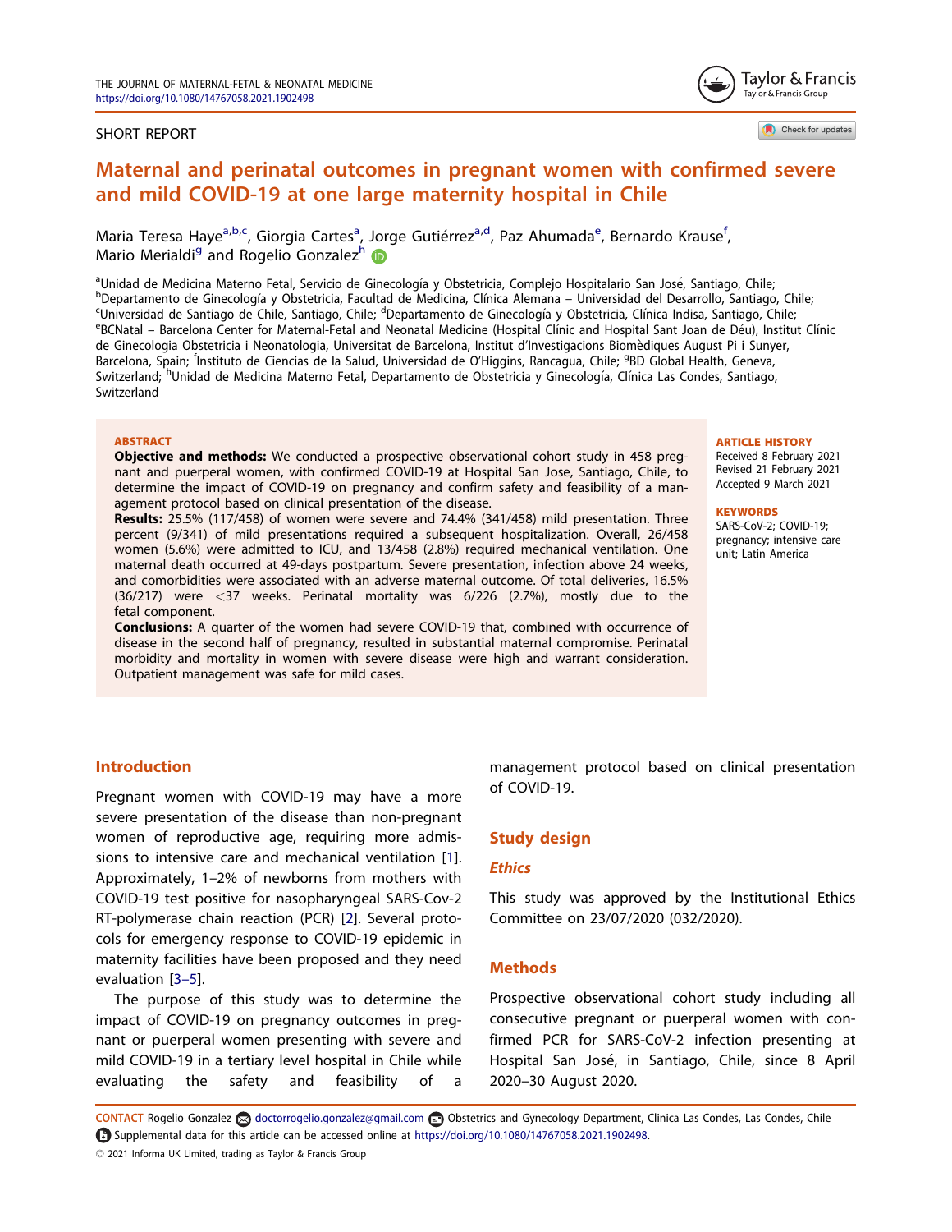SHORT REPORT

# Maternal and perinatal outcomes in pregnant women with confirmed severe and mild COVID-19 at one large maternity hospital in Chile

Maria Teresa Haye[a,b,c], Giorgia Cartes[a], Jorge Gutiérrez[a,d], Paz Ahumada[e], Bernardo Krause[f], Mario Merialdi[g] and Rogelio Gonzalez[h]

[a]Unidad de Medicina Materno Fetal, Servicio de Ginecología y Obstetricia, Complejo Hospitalario San José, Santiago, Chile; [b]Departamento de Ginecología y Obstetricia, Facultad de Medicina, Clínica Alemana – Universidad del Desarrollo, Santiago, Chile; [c]Universidad de Santiago de Chile, Santiago, Chile; [d]Departamento de Ginecología y Obstetricia, Clínica Indisa, Santiago, Chile; [e]BCNatal – Barcelona Center for Maternal-Fetal and Neonatal Medicine (Hospital Clínic and Hospital Sant Joan de Déu), Institut Clínic de Ginecologia Obstetricia i Neonatologia, Universitat de Barcelona, Institut d'Investigacions Biomèdiques August Pi i Sunyer, Barcelona, Spain; [f]Instituto de Ciencias de la Salud, Universidad de O'Higgins, Rancagua, Chile; [g]BD Global Health, Geneva, Switzerland; [h]Unidad de Medicina Materno Fetal, Departamento de Obstetricia y Ginecología, Clínica Las Condes, Santiago, Switzerland

**ABSTRACT**

**Objective and methods:** We conducted a prospective observational cohort study in 458 pregnant and puerperal women, with confirmed COVID-19 at Hospital San Jose, Santiago, Chile, to determine the impact of COVID-19 on pregnancy and confirm safety and feasibility of a management protocol based on clinical presentation of the disease.

**Results:** 25.5% (117/458) of women were severe and 74.4% (341/458) mild presentation. Three percent (9/341) of mild presentations required a subsequent hospitalization. Overall, 26/458 women (5.6%) were admitted to ICU, and 13/458 (2.8%) required mechanical ventilation. One maternal death occurred at 49-days postpartum. Severe presentation, infection above 24 weeks, and comorbidities were associated with an adverse maternal outcome. Of total deliveries, 16.5% (36/217) were <37 weeks. Perinatal mortality was 6/226 (2.7%), mostly due to the fetal component.

**Conclusions:** A quarter of the women had severe COVID-19 that, combined with occurrence of disease in the second half of pregnancy, resulted in substantial maternal compromise. Perinatal morbidity and mortality in women with severe disease were high and warrant consideration. Outpatient management was safe for mild cases.

**ARTICLE HISTORY**
Received 8 February 2021
Revised 21 February 2021
Accepted 9 March 2021

**KEYWORDS**
SARS-CoV-2; COVID-19; pregnancy; intensive care unit; Latin America

## Introduction

Pregnant women with COVID-19 may have a more severe presentation of the disease than non-pregnant women of reproductive age, requiring more admissions to intensive care and mechanical ventilation [1]. Approximately, 1–2% of newborns from mothers with COVID-19 test positive for nasopharyngeal SARS-Cov-2 RT-polymerase chain reaction (PCR) [2]. Several protocols for emergency response to COVID-19 epidemic in maternity facilities have been proposed and they need evaluation [3–5].

The purpose of this study was to determine the impact of COVID-19 on pregnancy outcomes in pregnant or puerperal women presenting with severe and mild COVID-19 in a tertiary level hospital in Chile while evaluating the safety and feasibility of a management protocol based on clinical presentation of COVID-19.

## Study design

### Ethics

This study was approved by the Institutional Ethics Committee on 23/07/2020 (032/2020).

### Methods

Prospective observational cohort study including all consecutive pregnant or puerperal women with confirmed PCR for SARS-CoV-2 infection presenting at Hospital San José, in Santiago, Chile, since 8 April 2020–30 August 2020.

CONTACT Rogelio Gonzalez doctorrogelio.gonzalez@gmail.com Obstetrics and Gynecology Department, Clinica Las Condes, Las Condes, Chile
Supplemental data for this article can be accessed online at https://doi.org/10.1080/14767058.2021.1902498.
© 2021 Informa UK Limited, trading as Taylor & Francis Group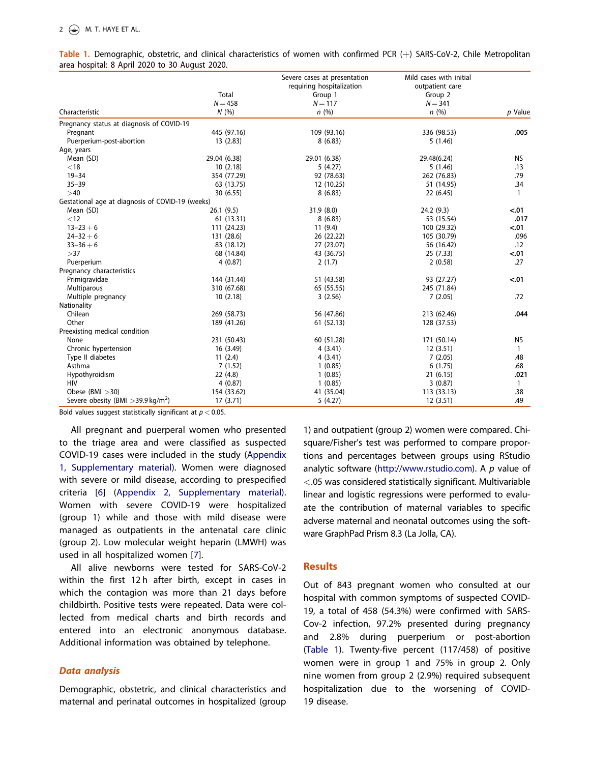**Table 1.** Demographic, obstetric, and clinical characteristics of women with confirmed PCR (+) SARS-CoV-2, Chile Metropolitan area hospital: 8 April 2020 to 30 August 2020.

| Characteristic | Total $N = 458$ $N$ (%) | Severe cases at presentation requiring hospitalization Group 1 $N = 117$ $n$ (%) | Mild cases with initial outpatient care Group 2 $N = 341$ $n$ (%) | $p$ Value |
|---|---|---|---|---|
| Pregnancy status at diagnosis of COVID-19 | | | | |
| Pregnant | 445 (97.16) | 109 (93.16) | 336 (98.53) | **.005** |
| Puerperium-post-abortion | 13 (2.83) | 8 (6.83) | 5 (1.46) | |
| Age, years | | | | |
| Mean (SD) | 29.04 (6.38) | 29.01 (6.38) | 29.48(6.24) | NS |
| <18 | 10 (2.18) | 5 (4.27) | 5 (1.46) | .13 |
| 19–34 | 354 (77.29) | 92 (78.63) | 262 (76.83) | .79 |
| 35–39 | 63 (13.75) | 12 (10.25) | 51 (14.95) | .34 |
| >40 | 30 (6.55) | 8 (6.83) | 22 (6.45) | 1 |
| Gestational age at diagnosis of COVID-19 (weeks) | | | | |
| Mean (SD) | 26.1 (9.5) | 31.9 (8.0) | 24.2 (9.3) | **<.01** |
| <12 | 61 (13.31) | 8 (6.83) | 53 (15.54) | **.017** |
| 13–23 + 6 | 111 (24.23) | 11 (9.4) | 100 (29.32) | **<.01** |
| 24–32 + 6 | 131 (28.6) | 26 (22.22) | 105 (30.79) | .096 |
| 33–36 + 6 | 83 (18.12) | 27 (23.07) | 56 (16.42) | .12 |
| >37 | 68 (14.84) | 43 (36.75) | 25 (7.33) | **<.01** |
| Puerperium | 4 (0.87) | 2 (1.7) | 2 (0.58) | .27 |
| Pregnancy characteristics | | | | |
| Primigravidae | 144 (31.44) | 51 (43.58) | 93 (27.27) | **<.01** |
| Multiparous | 310 (67.68) | 65 (55.55) | 245 (71.84) | |
| Multiple pregnancy | 10 (2.18) | 3 (2.56) | 7 (2.05) | .72 |
| Nationality | | | | |
| Chilean | 269 (58.73) | 56 (47.86) | 213 (62.46) | **.044** |
| Other | 189 (41.26) | 61 (52.13) | 128 (37.53) | |
| Preexisting medical condition | | | | |
| None | 231 (50.43) | 60 (51.28) | 171 (50.14) | NS |
| Chronic hypertension | 16 (3.49) | 4 (3.41) | 12 (3.51) | 1 |
| Type II diabetes | 11 (2.4) | 4 (3.41) | 7 (2.05) | .48 |
| Asthma | 7 (1.52) | 1 (0.85) | 6 (1.75) | .68 |
| Hypothyroidism | 22 (4.8) | 1 (0.85) | 21 (6.15) | **.021** |
| HIV | 4 (0.87) | 1 (0.85) | 3 (0.87) | 1 |
| Obese (BMI >30) | 154 (33.62) | 41 (35.04) | 113 (33.13) | .38 |
| Severe obesity (BMI >39.9 kg/m$^2$) | 17 (3.71) | 5 (4.27) | 12 (3.51) | .49 |

Bold values suggest statistically significant at $p < 0.05$.

All pregnant and puerperal women who presented to the triage area and were classified as suspected COVID-19 cases were included in the study (Appendix 1, Supplementary material). Women were diagnosed with severe or mild disease, according to prespecified criteria [6] (Appendix 2, Supplementary material). Women with severe COVID-19 were hospitalized (group 1) while and those with mild disease were managed as outpatients in the antenatal care clinic (group 2). Low molecular weight heparin (LMWH) was used in all hospitalized women [7].

All alive newborns were tested for SARS-CoV-2 within the first 12 h after birth, except in cases in which the contagion was more than 21 days before childbirth. Positive tests were repeated. Data were collected from medical charts and birth records and entered into an electronic anonymous database. Additional information was obtained by telephone.

### *Data analysis*

Demographic, obstetric, and clinical characteristics and maternal and perinatal outcomes in hospitalized (group 1) and outpatient (group 2) women were compared. Chi-square/Fisher's test was performed to compare proportions and percentages between groups using RStudio analytic software (http://www.rstudio.com). A $p$ value of $<.05$ was considered statistically significant. Multivariable linear and logistic regressions were performed to evaluate the contribution of maternal variables to specific adverse maternal and neonatal outcomes using the software GraphPad Prism 8.3 (La Jolla, CA).

## Results

Out of 843 pregnant women who consulted at our hospital with common symptoms of suspected COVID-19, a total of 458 (54.3%) were confirmed with SARS-Cov-2 infection, 97.2% presented during pregnancy and 2.8% during puerperium or post-abortion (Table 1). Twenty-five percent (117/458) of positive women were in group 1 and 75% in group 2. Only nine women from group 2 (2.9%) required subsequent hospitalization due to the worsening of COVID-19 disease.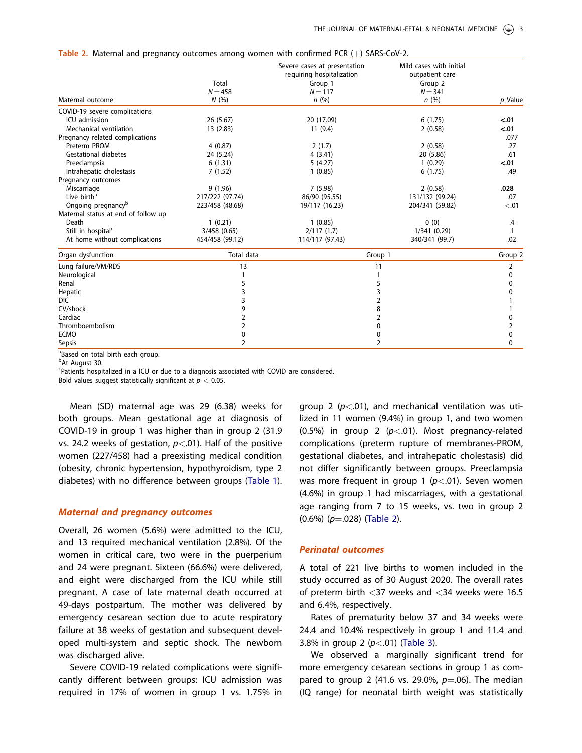**Table 2.** Maternal and pregnancy outcomes among women with confirmed PCR (+) SARS-CoV-2.

| Maternal outcome | Total $N = 458$ $N$ (%) | Severe cases at presentation requiring hospitalization Group 1 $N = 117$ $n$ (%) | Mild cases with initial outpatient care Group 2 $N = 341$ $n$ (%) | $p$ Value |
|---|---|---|---|---|
| COVID-19 severe complications | | | | |
| ICU admission | 26 (5.67) | 20 (17.09) | 6 (1.75) | **<.01** |
| Mechanical ventilation | 13 (2.83) | 11 (9.4) | 2 (0.58) | **<.01** |
| Pregnancy related complications | | | | .077 |
| Preterm PROM | 4 (0.87) | 2 (1.7) | 2 (0.58) | .27 |
| Gestational diabetes | 24 (5.24) | 4 (3.41) | 20 (5.86) | .61 |
| Preeclampsia | 6 (1.31) | 5 (4.27) | 1 (0.29) | **<.01** |
| Intrahepatic cholestasis | 7 (1.52) | 1 (0.85) | 6 (1.75) | .49 |
| Pregnancy outcomes | | | | |
| Miscarriage | 9 (1.96) | 7 (5.98) | 2 (0.58) | **.028** |
| Live birth[a] | 217/222 (97.74) | 86/90 (95.55) | 131/132 (99.24) | .07 |
| Ongoing pregnancy[b] | 223/458 (48.68) | 19/117 (16.23) | 204/341 (59.82) | <.01 |
| Maternal status at end of follow up | | | | |
| Death | 1 (0.21) | 1 (0.85) | 0 (0) | .4 |
| Still in hospital[c] | 3/458 (0.65) | 2/117 (1.7) | 1/341 (0.29) | .1 |
| At home without complications | 454/458 (99.12) | 114/117 (97.43) | 340/341 (99.7) | .02 |

| Organ dysfunction | Total data | Group 1 | Group 2 |
|---|---|---|---|
| Lung failure/VM/RDS | 13 | 11 | 2 |
| Neurological | 1 | 1 | 0 |
| Renal | 5 | 5 | 0 |
| Hepatic | 3 | 3 | 0 |
| DIC | 3 | 2 | 1 |
| CV/shock | 9 | 8 | 1 |
| Cardiac | 2 | 2 | 0 |
| Thromboembolism | 2 | 0 | 2 |
| ECMO | 0 | 0 | 0 |
| Sepsis | 2 | 2 | 0 |

[a]Based on total birth each group.
[b]At August 30.
[c]Patients hospitalized in a ICU or due to a diagnosis associated with COVID are considered.
Bold values suggest statistically significant at $p < 0.05$.

Mean (SD) maternal age was 29 (6.38) weeks for both groups. Mean gestational age at diagnosis of COVID-19 in group 1 was higher than in group 2 (31.9 vs. 24.2 weeks of gestation, $p<.01$). Half of the positive women (227/458) had a preexisting medical condition (obesity, chronic hypertension, hypothyroidism, type 2 diabetes) with no difference between groups (Table 1).

### *Maternal and pregnancy outcomes*

Overall, 26 women (5.6%) were admitted to the ICU, and 13 required mechanical ventilation (2.8%). Of the women in critical care, two were in the puerperium and 24 were pregnant. Sixteen (66.6%) were delivered, and eight were discharged from the ICU while still pregnant. A case of late maternal death occurred at 49-days postpartum. The mother was delivered by emergency cesarean section due to acute respiratory failure at 38 weeks of gestation and subsequent developed multi-system and septic shock. The newborn was discharged alive.

Severe COVID-19 related complications were significantly different between groups: ICU admission was required in 17% of women in group 1 vs. 1.75% in group 2 ($p<.01$), and mechanical ventilation was utilized in 11 women (9.4%) in group 1, and two women (0.5%) in group 2 ($p<.01$). Most pregnancy-related complications (preterm rupture of membranes-PROM, gestational diabetes, and intrahepatic cholestasis) did not differ significantly between groups. Preeclampsia was more frequent in group 1 ($p<.01$). Seven women (4.6%) in group 1 had miscarriages, with a gestational age ranging from 7 to 15 weeks, vs. two in group 2 (0.6%) ($p=.028$) (Table 2).

### *Perinatal outcomes*

A total of 221 live births to women included in the study occurred as of 30 August 2020. The overall rates of preterm birth <37 weeks and <34 weeks were 16.5 and 6.4%, respectively.

Rates of prematurity below 37 and 34 weeks were 24.4 and 10.4% respectively in group 1 and 11.4 and 3.8% in group 2 ($p<.01$) (Table 3).

We observed a marginally significant trend for more emergency cesarean sections in group 1 as compared to group 2 (41.6 vs. 29.0%, $p=.06$). The median (IQ range) for neonatal birth weight was statistically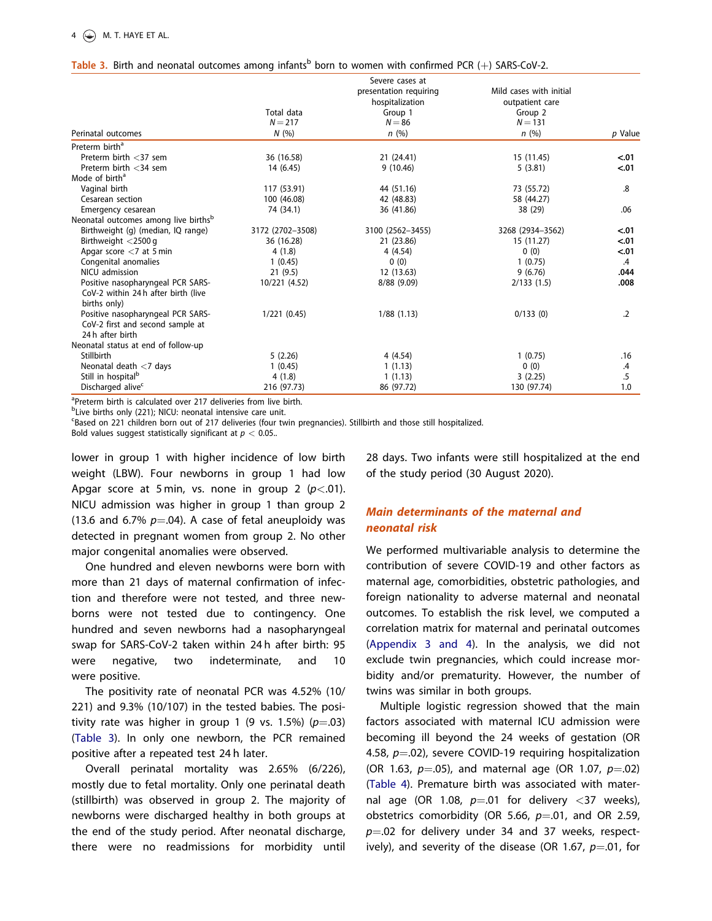**Table 3.** Birth and neonatal outcomes among infants[b] born to women with confirmed PCR (+) SARS-CoV-2.

| Perinatal outcomes | Total data $N=217$ $N$ (%) | Severe cases at presentation requiring hospitalization Group 1 $N=86$ $n$ (%) | Mild cases with initial outpatient care Group 2 $N=131$ $n$ (%) | $p$ Value |
|---|---|---|---|---|
| Preterm birth[a] | | | | |
| Preterm birth <37 sem | 36 (16.58) | 21 (24.41) | 15 (11.45) | **<.01** |
| Preterm birth <34 sem | 14 (6.45) | 9 (10.46) | 5 (3.81) | **<.01** |
| Mode of birth[a] | | | | |
| Vaginal birth | 117 (53.91) | 44 (51.16) | 73 (55.72) | .8 |
| Cesarean section | 100 (46.08) | 42 (48.83) | 58 (44.27) | |
| Emergency cesarean | 74 (34.1) | 36 (41.86) | 38 (29) | .06 |
| Neonatal outcomes among live births[b] | | | | |
| Birthweight (g) (median, IQ range) | 3172 (2702–3508) | 3100 (2562–3455) | 3268 (2934–3562) | **<.01** |
| Birthweight <2500 g | 36 (16.28) | 21 (23.86) | 15 (11.27) | **<.01** |
| Apgar score <7 at 5 min | 4 (1.8) | 4 (4.54) | 0 (0) | **<.01** |
| Congenital anomalies | 1 (0.45) | 0 (0) | 1 (0.75) | .4 |
| NICU admission | 21 (9.5) | 12 (13.63) | 9 (6.76) | **.044** |
| Positive nasopharyngeal PCR SARS-CoV-2 within 24 h after birth (live births only) | 10/221 (4.52) | 8/88 (9.09) | 2/133 (1.5) | **.008** |
| Positive nasopharyngeal PCR SARS-CoV-2 first and second sample at 24 h after birth | 1/221 (0.45) | 1/88 (1.13) | 0/133 (0) | .2 |
| Neonatal status at end of follow-up | | | | |
| Stillbirth | 5 (2.26) | 4 (4.54) | 1 (0.75) | .16 |
| Neonatal death <7 days | 1 (0.45) | 1 (1.13) | 0 (0) | .4 |
| Still in hospital[b] | 4 (1.8) | 1 (1.13) | 3 (2.25) | .5 |
| Discharged alive[c] | 216 (97.73) | 86 (97.72) | 130 (97.74) | 1.0 |

[a]Preterm birth is calculated over 217 deliveries from live birth.
[b]Live births only (221); NICU: neonatal intensive care unit.
[c]Based on 221 children born out of 217 deliveries (four twin pregnancies). Stillbirth and those still hospitalized.
Bold values suggest statistically significant at $p < 0.05$..

lower in group 1 with higher incidence of low birth weight (LBW). Four newborns in group 1 had low Apgar score at 5 min, vs. none in group 2 ($p<.01$). NICU admission was higher in group 1 than group 2 (13.6 and 6.7% $p=.04$). A case of fetal aneuploidy was detected in pregnant women from group 2. No other major congenital anomalies were observed.

One hundred and eleven newborns were born with more than 21 days of maternal confirmation of infection and therefore were not tested, and three newborns were not tested due to contingency. One hundred and seven newborns had a nasopharyngeal swap for SARS-CoV-2 taken within 24 h after birth: 95 were negative, two indeterminate, and 10 were positive.

The positivity rate of neonatal PCR was 4.52% (10/221) and 9.3% (10/107) in the tested babies. The positivity rate was higher in group 1 (9 vs. 1.5%) ($p=.03$) (Table 3). In only one newborn, the PCR remained positive after a repeated test 24 h later.

Overall perinatal mortality was 2.65% (6/226), mostly due to fetal mortality. Only one perinatal death (stillbirth) was observed in group 2. The majority of newborns were discharged healthy in both groups at the end of the study period. After neonatal discharge, there were no readmissions for morbidity until 28 days. Two infants were still hospitalized at the end of the study period (30 August 2020).

### Main determinants of the maternal and neonatal risk

We performed multivariable analysis to determine the contribution of severe COVID-19 and other factors as maternal age, comorbidities, obstetric pathologies, and foreign nationality to adverse maternal and neonatal outcomes. To establish the risk level, we computed a correlation matrix for maternal and perinatal outcomes (Appendix 3 and 4). In the analysis, we did not exclude twin pregnancies, which could increase morbidity and/or prematurity. However, the number of twins was similar in both groups.

Multiple logistic regression showed that the main factors associated with maternal ICU admission were becoming ill beyond the 24 weeks of gestation (OR 4.58, $p=.02$), severe COVID-19 requiring hospitalization (OR 1.63, $p=.05$), and maternal age (OR 1.07, $p=.02$) (Table 4). Premature birth was associated with maternal age (OR 1.08, $p=.01$ for delivery <37 weeks), obstetrics comorbidity (OR 5.66, $p=.01$, and OR 2.59, $p=.02$ for delivery under 34 and 37 weeks, respectively), and severity of the disease (OR 1.67, $p=.01$, for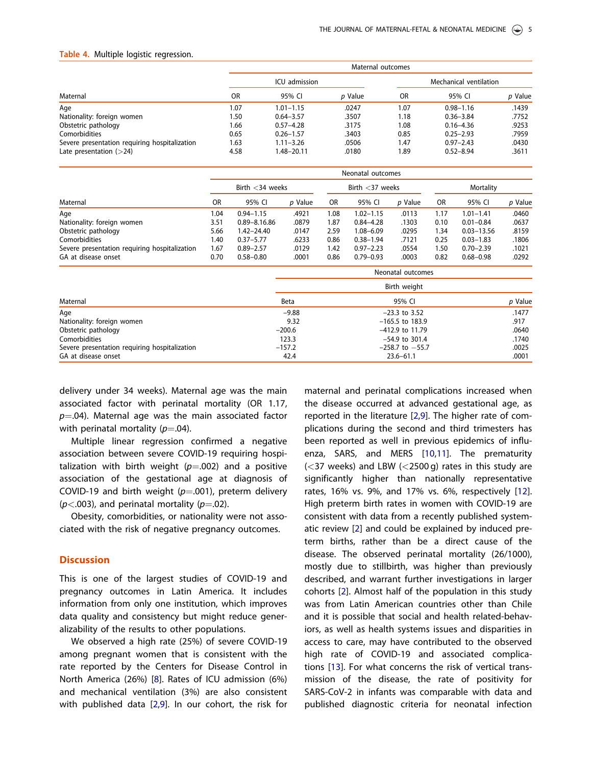**Table 4.** Multiple logistic regression.

| Maternal | Maternal outcomes | | | | | |
|---|---|---|---|---|---|---|
| | ICU admission | | | Mechanical ventilation | | |
| | OR | 95% CI | *p* Value | OR | 95% CI | *p* Value |
| Age | 1.07 | 1.01–1.15 | .0247 | 1.07 | 0.98–1.16 | .1439 |
| Nationality: foreign women | 1.50 | 0.64–3.57 | .3507 | 1.18 | 0.36–3.84 | .7752 |
| Obstetric pathology | 1.66 | 0.57–4.28 | .3175 | 1.08 | 0.16–4.36 | .9253 |
| Comorbidities | 0.65 | 0.26–1.57 | .3403 | 0.85 | 0.25–2.93 | .7959 |
| Severe presentation requiring hospitalization | 1.63 | 1.11–3.26 | .0506 | 1.47 | 0.97–2.43 | .0430 |
| Late presentation (>24) | 4.58 | 1.48–20.11 | .0180 | 1.89 | 0.52–8.94 | .3611 |

| Maternal | Neonatal outcomes | | | | | | | | |
|---|---|---|---|---|---|---|---|---|---|
| | Birth <34 weeks | | | Birth <37 weeks | | | Mortality | | |
| | OR | 95% CI | *p* Value | OR | 95% CI | *p* Value | OR | 95% CI | *p* Value |
| Age | 1.04 | 0.94–1.15 | .4921 | 1.08 | 1.02–1.15 | .0113 | 1.17 | 1.01–1.41 | .0460 |
| Nationality: foreign women | 3.51 | 0.89–8.16.86 | .0879 | 1.87 | 0.84–4.28 | .1303 | 0.10 | 0.01–0.84 | .0637 |
| Obstetric pathology | 5.66 | 1.42–24.40 | .0147 | 2.59 | 1.08–6.09 | .0295 | 1.34 | 0.03–13.56 | .8159 |
| Comorbidities | 1.40 | 0.37–5.77 | .6233 | 0.86 | 0.38–1.94 | .7121 | 0.25 | 0.03–1.83 | .1806 |
| Severe presentation requiring hospitalization | 1.67 | 0.89–2.57 | .0129 | 1.42 | 0.97–2.23 | .0554 | 1.50 | 0.70–2.39 | .1021 |
| GA at disease onset | 0.70 | 0.58–0.80 | .0001 | 0.86 | 0.79–0.93 | .0003 | 0.82 | 0.68–0.98 | .0292 |

| Maternal | Neonatal outcomes | | |
|---|---|---|---|
| | Birth weight | | |
| | Beta | 95% CI | *p* Value |
| Age | −9.88 | −23.3 to 3.52 | .1477 |
| Nationality: foreign women | 9.32 | −165.5 to 183.9 | .917 |
| Obstetric pathology | −200.6 | −412.9 to 11.79 | .0640 |
| Comorbidities | 123.3 | −54.9 to 301.4 | .1740 |
| Severe presentation requiring hospitalization | −157.2 | −258.7 to −55.7 | .0025 |
| GA at disease onset | 42.4 | 23.6–61.1 | .0001 |

delivery under 34 weeks). Maternal age was the main associated factor with perinatal mortality (OR 1.17, $p=.04$). Maternal age was the main associated factor with perinatal mortality ($p=.04$).

Multiple linear regression confirmed a negative association between severe COVID-19 requiring hospitalization with birth weight ($p=.002$) and a positive association of the gestational age at diagnosis of COVID-19 and birth weight ($p=.001$), preterm delivery ($p<.003$), and perinatal mortality ($p=.02$).

Obesity, comorbidities, or nationality were not associated with the risk of negative pregnancy outcomes.

## Discussion

This is one of the largest studies of COVID-19 and pregnancy outcomes in Latin America. It includes information from only one institution, which improves data quality and consistency but might reduce generalizability of the results to other populations.

We observed a high rate (25%) of severe COVID-19 among pregnant women that is consistent with the rate reported by the Centers for Disease Control in North America (26%) [8]. Rates of ICU admission (6%) and mechanical ventilation (3%) are also consistent with published data [2,9]. In our cohort, the risk for maternal and perinatal complications increased when the disease occurred at advanced gestational age, as reported in the literature [2,9]. The higher rate of complications during the second and third trimesters has been reported as well in previous epidemics of influenza, SARS, and MERS [10,11]. The prematurity (<37 weeks) and LBW (<2500 g) rates in this study are significantly higher than nationally representative rates, 16% vs. 9%, and 17% vs. 6%, respectively [12]. High preterm birth rates in women with COVID-19 are consistent with data from a recently published systematic review [2] and could be explained by induced preterm births, rather than be a direct cause of the disease. The observed perinatal mortality (26/1000), mostly due to stillbirth, was higher than previously described, and warrant further investigations in larger cohorts [2]. Almost half of the population in this study was from Latin American countries other than Chile and it is possible that social and health related-behaviors, as well as health systems issues and disparities in access to care, may have contributed to the observed high rate of COVID-19 and associated complications [13]. For what concerns the risk of vertical transmission of the disease, the rate of positivity for SARS-CoV-2 in infants was comparable with data and published diagnostic criteria for neonatal infection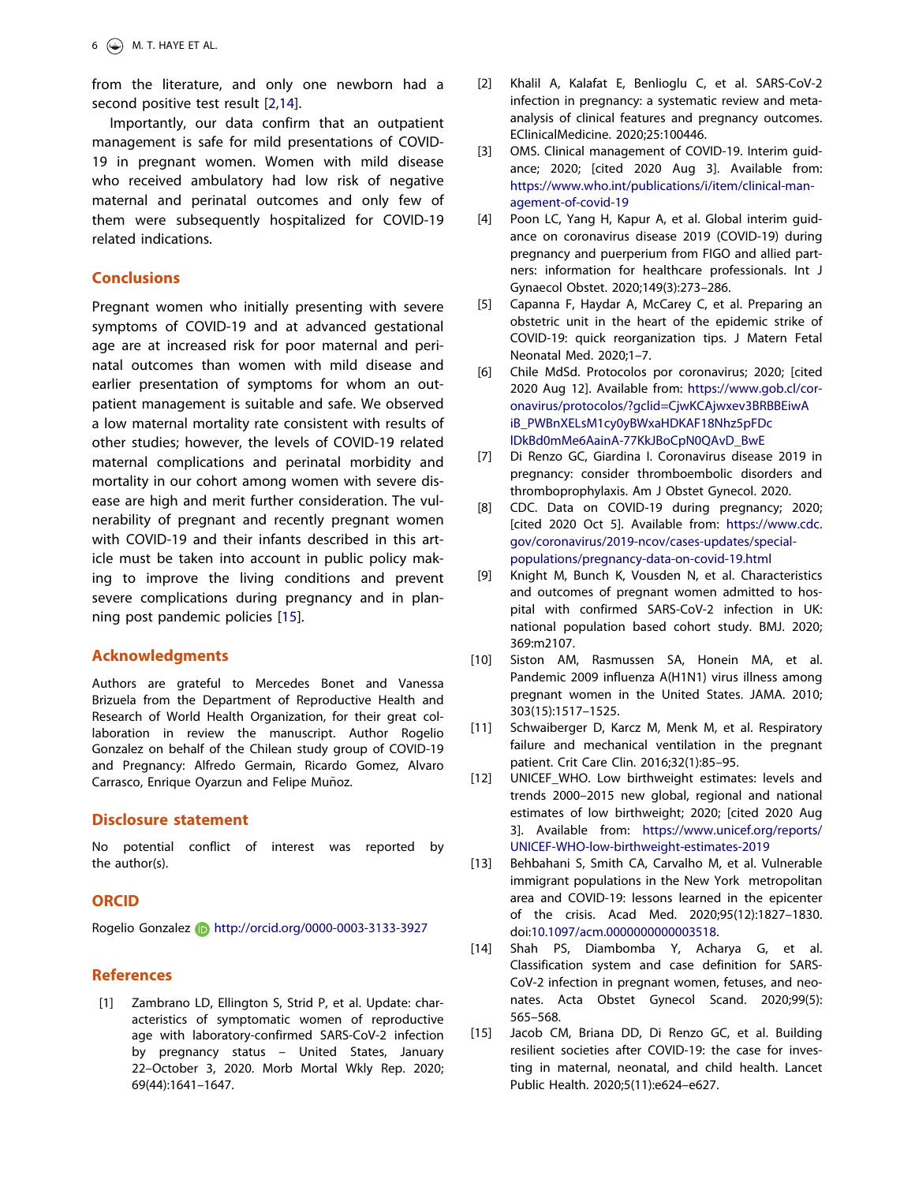from the literature, and only one newborn had a second positive test result [2,14].

Importantly, our data confirm that an outpatient management is safe for mild presentations of COVID-19 in pregnant women. Women with mild disease who received ambulatory had low risk of negative maternal and perinatal outcomes and only few of them were subsequently hospitalized for COVID-19 related indications.

## Conclusions

Pregnant women who initially presenting with severe symptoms of COVID-19 and at advanced gestational age are at increased risk for poor maternal and perinatal outcomes than women with mild disease and earlier presentation of symptoms for whom an outpatient management is suitable and safe. We observed a low maternal mortality rate consistent with results of other studies; however, the levels of COVID-19 related maternal complications and perinatal morbidity and mortality in our cohort among women with severe disease are high and merit further consideration. The vulnerability of pregnant and recently pregnant women with COVID-19 and their infants described in this article must be taken into account in public policy making to improve the living conditions and prevent severe complications during pregnancy and in planning post pandemic policies [15].

## Acknowledgments

Authors are grateful to Mercedes Bonet and Vanessa Brizuela from the Department of Reproductive Health and Research of World Health Organization, for their great collaboration in review the manuscript. Author Rogelio Gonzalez on behalf of the Chilean study group of COVID-19 and Pregnancy: Alfredo Germain, Ricardo Gomez, Alvaro Carrasco, Enrique Oyarzun and Felipe Muñoz.

## Disclosure statement

No potential conflict of interest was reported by the author(s).

## ORCID

Rogelio Gonzalez http://orcid.org/0000-0003-3133-3927

## References

[1] Zambrano LD, Ellington S, Strid P, et al. Update: characteristics of symptomatic women of reproductive age with laboratory-confirmed SARS-CoV-2 infection by pregnancy status – United States, January 22–October 3, 2020. Morb Mortal Wkly Rep. 2020;69(44):1641–1647.

[2] Khalil A, Kalafat E, Benlioglu C, et al. SARS-CoV-2 infection in pregnancy: a systematic review and meta-analysis of clinical features and pregnancy outcomes. EClinicalMedicine. 2020;25:100446.

[3] OMS. Clinical management of COVID-19. Interim guidance; 2020; [cited 2020 Aug 3]. Available from: https://www.who.int/publications/i/item/clinical-management-of-covid-19

[4] Poon LC, Yang H, Kapur A, et al. Global interim guidance on coronavirus disease 2019 (COVID-19) during pregnancy and puerperium from FIGO and allied partners: information for healthcare professionals. Int J Gynaecol Obstet. 2020;149(3):273–286.

[5] Capanna F, Haydar A, McCarey C, et al. Preparing an obstetric unit in the heart of the epidemic strike of COVID-19: quick reorganization tips. J Matern Fetal Neonatal Med. 2020;1–7.

[6] Chile MdSd. Protocolos por coronavirus; 2020; [cited 2020 Aug 12]. Available from: https://www.gob.cl/coronavirus/protocolos/?gclid=CjwKCAjwxev3BRBBEiwAiB_PWBnXELsM1cy0yBWxaHDKAF18Nhz5pFDclDkBd0mMe6AainA-77KkJBoCpN0QAvD_BwE

[7] Di Renzo GC, Giardina I. Coronavirus disease 2019 in pregnancy: consider thromboembolic disorders and thromboprophylaxis. Am J Obstet Gynecol. 2020.

[8] CDC. Data on COVID-19 during pregnancy; 2020; [cited 2020 Oct 5]. Available from: https://www.cdc.gov/coronavirus/2019-ncov/cases-updates/special-populations/pregnancy-data-on-covid-19.html

[9] Knight M, Bunch K, Vousden N, et al. Characteristics and outcomes of pregnant women admitted to hospital with confirmed SARS-CoV-2 infection in UK: national population based cohort study. BMJ. 2020;369:m2107.

[10] Siston AM, Rasmussen SA, Honein MA, et al. Pandemic 2009 influenza A(H1N1) virus illness among pregnant women in the United States. JAMA. 2010;303(15):1517–1525.

[11] Schwaiberger D, Karcz M, Menk M, et al. Respiratory failure and mechanical ventilation in the pregnant patient. Crit Care Clin. 2016;32(1):85–95.

[12] UNICEF_WHO. Low birthweight estimates: levels and trends 2000–2015 new global, regional and national estimates of low birthweight; 2020; [cited 2020 Aug 3]. Available from: https://www.unicef.org/reports/UNICEF-WHO-low-birthweight-estimates-2019

[13] Behbahani S, Smith CA, Carvalho M, et al. Vulnerable immigrant populations in the New York metropolitan area and COVID-19: lessons learned in the epicenter of the crisis. Acad Med. 2020;95(12):1827–1830. doi:10.1097/acm.0000000000003518.

[14] Shah PS, Diambomba Y, Acharya G, et al. Classification system and case definition for SARS-CoV-2 infection in pregnant women, fetuses, and neonates. Acta Obstet Gynecol Scand. 2020;99(5):565–568.

[15] Jacob CM, Briana DD, Di Renzo GC, et al. Building resilient societies after COVID-19: the case for investing in maternal, neonatal, and child health. Lancet Public Health. 2020;5(11):e624–e627.